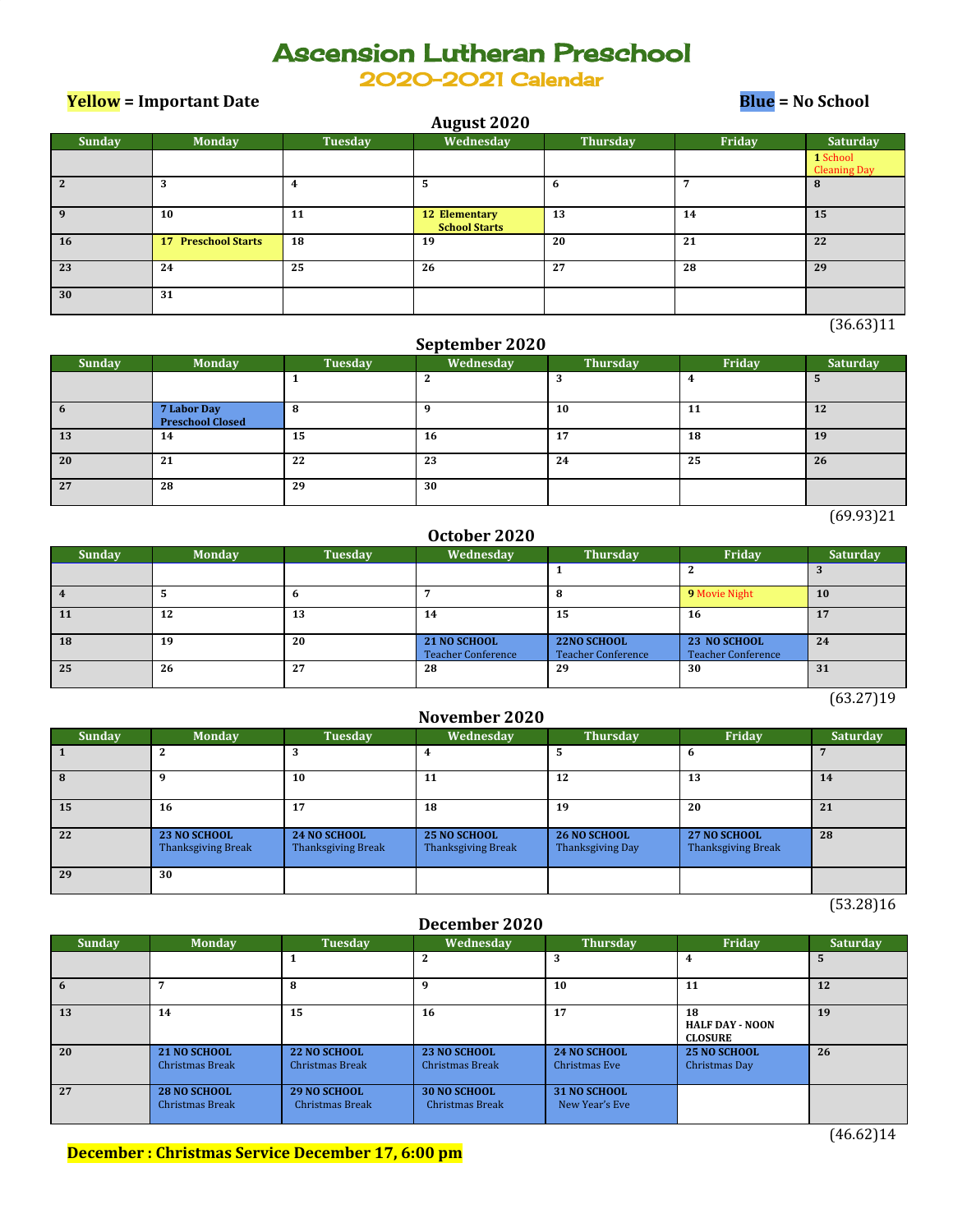# Ascension Lutheran Preschool

## 2020-2021 Calendar

**Yellow = Important Date** **Blue = No School**

### August 2020

| Sunday | Monday | Tuesday | Wednesday | Thursday | Friday | Saturday |
|---|---|---|---|---|---|---|
| | | | | | | **1** School Cleaning Day |
| **2** | **3** | **4** | **5** | **6** | **7** | **8** |
| **9** | **10** | **11** | **12 Elementary School Starts** | **13** | **14** | **15** |
| **16** | **17 Preschool Starts** | **18** | **19** | **20** | **21** | **22** |
| **23** | **24** | **25** | **26** | **27** | **28** | **29** |
| **30** | **31** | | | | | |

(36.63)11

### September 2020

| Sunday | Monday | Tuesday | Wednesday | Thursday | Friday | Saturday |
|---|---|---|---|---|---|---|
| | | **1** | **2** | **3** | **4** | **5** |
| **6** | **7 Labor Day Preschool Closed** | **8** | **9** | **10** | **11** | **12** |
| **13** | **14** | **15** | **16** | **17** | **18** | **19** |
| **20** | **21** | **22** | **23** | **24** | **25** | **26** |
| **27** | **28** | **29** | **30** | | | |

(69.93)21

### October 2020

| Sunday | Monday | Tuesday | Wednesday | Thursday | Friday | Saturday |
|---|---|---|---|---|---|---|
| | | | | **1** | **2** | **3** |
| **4** | **5** | **6** | **7** | **8** | **9** Movie Night | **10** |
| **11** | **12** | **13** | **14** | **15** | **16** | **17** |
| **18** | **19** | **20** | **21 NO SCHOOL** Teacher Conference | **22NO SCHOOL** Teacher Conference | **23 NO SCHOOL** Teacher Conference | **24** |
| **25** | **26** | **27** | **28** | **29** | **30** | **31** |

(63.27)19

### November 2020

| Sunday | Monday | Tuesday | Wednesday | Thursday | Friday | Saturday |
|---|---|---|---|---|---|---|
| **1** | **2** | **3** | **4** | **5** | **6** | **7** |
| **8** | **9** | **10** | **11** | **12** | **13** | **14** |
| **15** | **16** | **17** | **18** | **19** | **20** | **21** |
| **22** | **23 NO SCHOOL** Thanksgiving Break | **24 NO SCHOOL** Thanksgiving Break | **25 NO SCHOOL** Thanksgiving Break | **26 NO SCHOOL** Thanksgiving Day | **27 NO SCHOOL** Thanksgiving Break | **28** |
| **29** | **30** | | | | | |

(53.28)16

### December 2020

| Sunday | Monday | Tuesday | Wednesday | Thursday | Friday | Saturday |
|---|---|---|---|---|---|---|
| | | **1** | **2** | **3** | **4** | **5** |
| **6** | **7** | **8** | **9** | **10** | **11** | **12** |
| **13** | **14** | **15** | **16** | **17** | **18 HALF DAY - NOON CLOSURE** | **19** |
| **20** | **21 NO SCHOOL** Christmas Break | **22 NO SCHOOL** Christmas Break | **23 NO SCHOOL** Christmas Break | **24 NO SCHOOL** Christmas Eve | **25 NO SCHOOL** Christmas Day | **26** |
| **27** | **28 NO SCHOOL** Christmas Break | **29 NO SCHOOL** Christmas Break | **30 NO SCHOOL** Christmas Break | **31 NO SCHOOL** New Year's Eve | | |

(46.62)14

**December : Christmas Service December 17, 6:00 pm**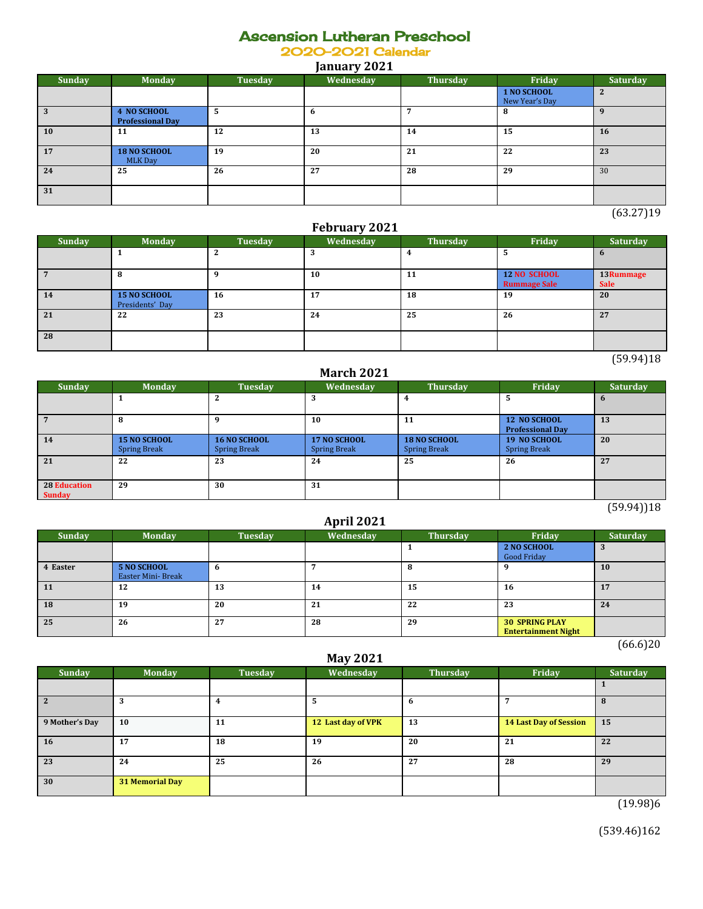# Ascension Lutheran Preschool

## 2020-2021 Calendar

### January 2021

| Sunday | Monday | Tuesday | Wednesday | Thursday | Friday | Saturday |
|---|---|---|---|---|---|---|
| | | | | | 1 NO SCHOOL New Year's Day | 2 |
| 3 | 4 NO SCHOOL Professional Day | 5 | 6 | 7 | 8 | 9 |
| 10 | 11 | 12 | 13 | 14 | 15 | 16 |
| 17 | 18 NO SCHOOL MLK Day | 19 | 20 | 21 | 22 | 23 |
| 24 | 25 | 26 | 27 | 28 | 29 | 30 |
| 31 | | | | | | |

(63.27)19

### February 2021

| Sunday | Monday | Tuesday | Wednesday | Thursday | Friday | Saturday |
|---|---|---|---|---|---|---|
| | 1 | 2 | 3 | 4 | 5 | 6 |
| 7 | 8 | 9 | 10 | 11 | 12 NO SCHOOL Rummage Sale | 13Rummage Sale |
| 14 | 15 NO SCHOOL Presidents' Day | 16 | 17 | 18 | 19 | 20 |
| 21 | 22 | 23 | 24 | 25 | 26 | 27 |
| 28 | | | | | | |

(59.94)18

### March 2021

| Sunday | Monday | Tuesday | Wednesday | Thursday | Friday | Saturday |
|---|---|---|---|---|---|---|
| | 1 | 2 | 3 | 4 | 5 | 6 |
| 7 | 8 | 9 | 10 | 11 | 12 NO SCHOOL Professional Day | 13 |
| 14 | 15 NO SCHOOL Spring Break | 16 NO SCHOOL Spring Break | 17 NO SCHOOL Spring Break | 18 NO SCHOOL Spring Break | 19 NO SCHOOL Spring Break | 20 |
| 21 | 22 | 23 | 24 | 25 | 26 | 27 |
| 28 Education Sunday | 29 | 30 | 31 | | | |

(59.94))18

### April 2021

| Sunday | Monday | Tuesday | Wednesday | Thursday | Friday | Saturday |
|---|---|---|---|---|---|---|
| | | | | 1 | 2 NO SCHOOL Good Friday | 3 |
| 4 Easter | 5 NO SCHOOL Easter Mini- Break | 6 | 7 | 8 | 9 | 10 |
| 11 | 12 | 13 | 14 | 15 | 16 | 17 |
| 18 | 19 | 20 | 21 | 22 | 23 | 24 |
| 25 | 26 | 27 | 28 | 29 | 30 SPRING PLAY Entertainment Night | |

(66.6)20

### May 2021

| Sunday | Monday | Tuesday | Wednesday | Thursday | Friday | Saturday |
|---|---|---|---|---|---|---|
| | | | | | | 1 |
| 2 | 3 | 4 | 5 | 6 | 7 | 8 |
| 9 Mother's Day | 10 | 11 | 12 Last day of VPK | 13 | 14 Last Day of Session | 15 |
| 16 | 17 | 18 | 19 | 20 | 21 | 22 |
| 23 | 24 | 25 | 26 | 27 | 28 | 29 |
| 30 | 31 Memorial Day | | | | | |

(19.98)6

(539.46)162